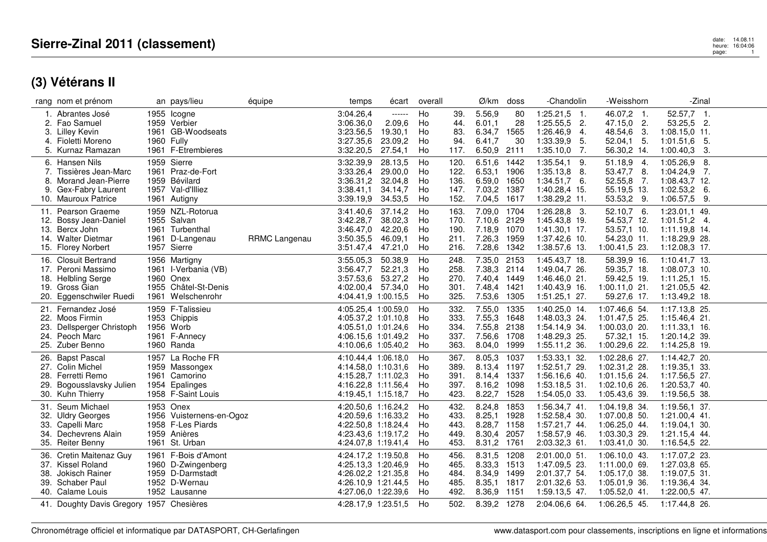# Sierre-Zinal 2011 (classement)

date: 14.08.11
heure: 16:04:06

## (3) Vétérans II

| rang | nom et prénom | an | pays/lieu | équipe | temps | écart | overall | | Ø/km | doss | -Chandolin | -Weisshorn | -Zinal |
|---|---|---|---|---|---|---|---|---|---|---|---|---|---|
| 1. | Abrantes José | 1955 | Icogne | | 3:04.26,4 | ------ | Ho | 39. | 5.56,9 | 80 | 1:25.21,5 1. | 46.07,2 1. | 52.57,7 1. |
| 2. | Fao Samuel | 1959 | Verbier | | 3:06.36,0 | 2.09,6 | Ho | 44. | 6.01,1 | 28 | 1:25.55,5 2. | 47.15,0 2. | 53.25,5 2. |
| 3. | Lilley Kevin | 1961 | GB-Woodseats | | 3:23.56,5 | 19.30,1 | Ho | 83. | 6.34,7 | 1565 | 1:26.46,9 4. | 48.54,6 3. | 1:08.15,0 11. |
| 4. | Fioletti Moreno | 1960 | Fully | | 3:27.35,6 | 23.09,2 | Ho | 94. | 6.41,7 | 30 | 1:33.39,9 5. | 52.04,1 5. | 1:01.51,6 5. |
| 5. | Kurnaz Ramazan | 1961 | F-Etrembieres | | 3:32.20,5 | 27.54,1 | Ho | 117. | 6.50,9 | 2111 | 1:35.10,0 7. | 56.30,2 14. | 1:00.40,3 3. |
| 6. | Hansen Nils | 1959 | Sierre | | 3:32.39,9 | 28.13,5 | Ho | 120. | 6.51,6 | 1442 | 1:35.54,1 9. | 51.18,9 4. | 1:05.26,9 8. |
| 7. | Tissières Jean-Marc | 1961 | Praz-de-Fort | | 3:33.26,4 | 29.00,0 | Ho | 122. | 6.53,1 | 1906 | 1:35.13,8 8. | 53.47,7 8. | 1:04.24,9 7. |
| 8. | Morand Jean-Pierre | 1959 | Bévilard | | 3:36.31,2 | 32.04,8 | Ho | 136. | 6.59,0 | 1650 | 1:34.51,7 6. | 52.55,8 7. | 1:08.43,7 12. |
| 9. | Gex-Fabry Laurent | 1957 | Val-d'Illiez | | 3:38.41,1 | 34.14,7 | Ho | 147. | 7.03,2 | 1387 | 1:40.28,4 15. | 55.19,5 13. | 1:02.53,2 6. |
| 10. | Mauroux Patrice | 1961 | Autigny | | 3:39.19,9 | 34.53,5 | Ho | 152. | 7.04,5 | 1617 | 1:38.29,2 11. | 53.53,2 9. | 1:06.57,5 9. |
| 11. | Pearson Graeme | 1959 | NZL-Rotorua | | 3:41.40,6 | 37.14,2 | Ho | 163. | 7.09,0 | 1704 | 1:26.28,8 3. | 52.10,7 6. | 1:23.01,1 49. |
| 12. | Bossy Jean-Daniel | 1955 | Salvan | | 3:42.28,7 | 38.02,3 | Ho | 170. | 7.10,6 | 2129 | 1:45.43,8 19. | 54.53,7 12. | 1:01.51,2 4. |
| 13. | Bercx John | 1961 | Turbenthal | | 3:46.47,0 | 42.20,6 | Ho | 190. | 7.18,9 | 1070 | 1:41.30,1 17. | 53.57,1 10. | 1:11.19,8 14. |
| 14. | Walter Dietmar | 1961 | D-Langenau | RRMC Langenau | 3:50.35,5 | 46.09,1 | Ho | 211. | 7.26,3 | 1959 | 1:37.42,6 10. | 54.23,0 11. | 1:18.29,9 28. |
| 15. | Florey Norbert | 1957 | Sierre | | 3:51.47,4 | 47.21,0 | Ho | 216. | 7.28,6 | 1342 | 1:38.57,6 13. | 1:00.41,5 23. | 1:12.08,3 17. |
| 16. | Closuit Bertrand | 1956 | Martigny | | 3:55.05,3 | 50.38,9 | Ho | 248. | 7.35,0 | 2153 | 1:45.43,7 18. | 58.39,9 16. | 1:10.41,7 13. |
| 17. | Peroni Massimo | 1961 | I-Verbania (VB) | | 3:56.47,7 | 52.21,3 | Ho | 258. | 7.38,3 | 2114 | 1:49.04,7 26. | 59.35,7 18. | 1:08.07,3 10. |
| 18. | Helbling Serge | 1960 | Onex | | 3:57.53,6 | 53.27,2 | Ho | 270. | 7.40,4 | 1449 | 1:46.46,0 21. | 59.42,5 19. | 1:11.25,1 15. |
| 19. | Gross Gian | 1955 | Châtel-St-Denis | | 4:02.00,4 | 57.34,0 | Ho | 301. | 7.48,4 | 1421 | 1:40.43,9 16. | 1:00.11,0 21. | 1:21.05,5 42. |
| 20. | Eggenschwiler Ruedi | 1961 | Welschenrohr | | 4:04.41,9 | 1:00.15,5 | Ho | 325. | 7.53,6 | 1305 | 1:51.25,1 27. | 59.27,6 17. | 1:13.49,2 18. |
| 21. | Fernandez José | 1959 | F-Talissieu | | 4:05.25,4 | 1:00.59,0 | Ho | 332. | 7.55,0 | 1335 | 1:40.25,0 14. | 1:07.46,6 54. | 1:17.13,8 25. |
| 22. | Moos Firmin | 1953 | Chippis | | 4:05.37,2 | 1:01.10,8 | Ho | 333. | 7.55,3 | 1648 | 1:48.03,3 24. | 1:01.47,5 25. | 1:15.46,4 21. |
| 23. | Dellsperger Christoph | 1956 | Worb | | 4:05.51,0 | 1:01.24,6 | Ho | 334. | 7.55,8 | 2138 | 1:54.14,9 34. | 1:00.03,0 20. | 1:11.33,1 16. |
| 24. | Peoch Marc | 1961 | F-Annecy | | 4:06.15,6 | 1:01.49,2 | Ho | 337. | 7.56,6 | 1708 | 1:48.29,3 25. | 57.32,1 15. | 1:20.14,2 39. |
| 25. | Zuber Benno | 1960 | Randa | | 4:10.06,6 | 1:05.40,2 | Ho | 363. | 8.04,0 | 1999 | 1:55.11,2 36. | 1:00.29,6 22. | 1:14.25,8 19. |
| 26. | Bapst Pascal | 1957 | La Roche FR | | 4:10.44,4 | 1:06.18,0 | Ho | 367. | 8.05,3 | 1037 | 1:53.33,1 32. | 1:02.28,6 27. | 1:14.42,7 20. |
| 27. | Colin Michel | 1959 | Massongex | | 4:14.58,0 | 1:10.31,6 | Ho | 389. | 8.13,4 | 1197 | 1:52.51,7 29. | 1:02.31,2 28. | 1:19.35,1 33. |
| 28. | Ferretti Remo | 1961 | Camorino | | 4:15.28,7 | 1:11.02,3 | Ho | 391. | 8.14,4 | 1337 | 1:56.16,6 40. | 1:01.15,6 24. | 1:17.56,5 27. |
| 29. | Bogousslavsky Julien | 1954 | Epalinges | | 4:16.22,8 | 1:11.56,4 | Ho | 397. | 8.16,2 | 1098 | 1:53.18,5 31. | 1:02.10,6 26. | 1:20.53,7 40. |
| 30. | Kuhn Thierry | 1958 | F-Saint Louis | | 4:19.45,1 | 1:15.18,7 | Ho | 423. | 8.22,7 | 1528 | 1:54.05,0 33. | 1:05.43,6 39. | 1:19.56,5 38. |
| 31. | Seum Michael | 1953 | Onex | | 4:20.50,6 | 1:16.24,2 | Ho | 432. | 8.24,8 | 1853 | 1:56.34,7 41. | 1:04.19,8 34. | 1:19.56,1 37. |
| 32. | Uldry Georges | 1956 | Vuisternens-en-Ogoz | | 4:20.59,6 | 1:16.33,2 | Ho | 433. | 8.25,1 | 1928 | 1:52.58,4 30. | 1:07.00,8 50. | 1:21.00,4 41. |
| 33. | Capelli Marc | 1958 | F-Les Piards | | 4:22.50,8 | 1:18.24,4 | Ho | 443. | 8.28,7 | 1158 | 1:57.21,7 44. | 1:06.25,0 44. | 1:19.04,1 30. |
| 34. | Dechevrens Alain | 1959 | Anières | | 4:23.43,6 | 1:19.17,2 | Ho | 449. | 8.30,4 | 2057 | 1:58.57,9 46. | 1:03.30,3 29. | 1:21.15,4 44. |
| 35. | Reiter Benny | 1961 | St. Urban | | 4:24.07,8 | 1:19.41,4 | Ho | 453. | 8.31,2 | 1761 | 2:03.32,3 61. | 1:03.41,0 30. | 1:16.54,5 22. |
| 36. | Cretin Maitenaz Guy | 1961 | F-Bois d'Amont | | 4:24.17,2 | 1:19.50,8 | Ho | 456. | 8.31,5 | 1208 | 2:01.00,0 51. | 1:06.10,0 43. | 1:17.07,2 23. |
| 37. | Kissel Roland | 1960 | D-Zwingenberg | | 4:25.13,3 | 1:20.46,9 | Ho | 465. | 8.33,3 | 1513 | 1:47.09,5 23. | 1:11.00,0 69. | 1:27.03,8 65. |
| 38. | Jokisch Rainer | 1959 | D-Darmstadt | | 4:26.02,2 | 1:21.35,8 | Ho | 484. | 8.34,9 | 1499 | 2:01.37,7 54. | 1:05.17,0 38. | 1:19.07,5 31. |
| 39. | Schaber Paul | 1952 | D-Wernau | | 4:26.10,9 | 1:21.44,5 | Ho | 485. | 8.35,1 | 1817 | 2:01.32,6 53. | 1:05.01,9 36. | 1:19.36,4 34. |
| 40. | Calame Louis | 1952 | Lausanne | | 4:27.06,0 | 1:22.39,6 | Ho | 492. | 8.36,9 | 1151 | 1:59.13,5 47. | 1:05.52,0 41. | 1:22.00,5 47. |
| 41. | Doughty Davis Gregory | 1957 | Chesières | | 4:28.17,9 | 1:23.51,5 | Ho | 502. | 8.39,2 | 1278 | 2:04.06,6 64. | 1:06.26,5 45. | 1:17.44,8 26. |

Chronométrage officiel et informatique par DATASPORT, CH-Gerlafingen

www.datasport.com pour classements, inscriptions en ligne et informations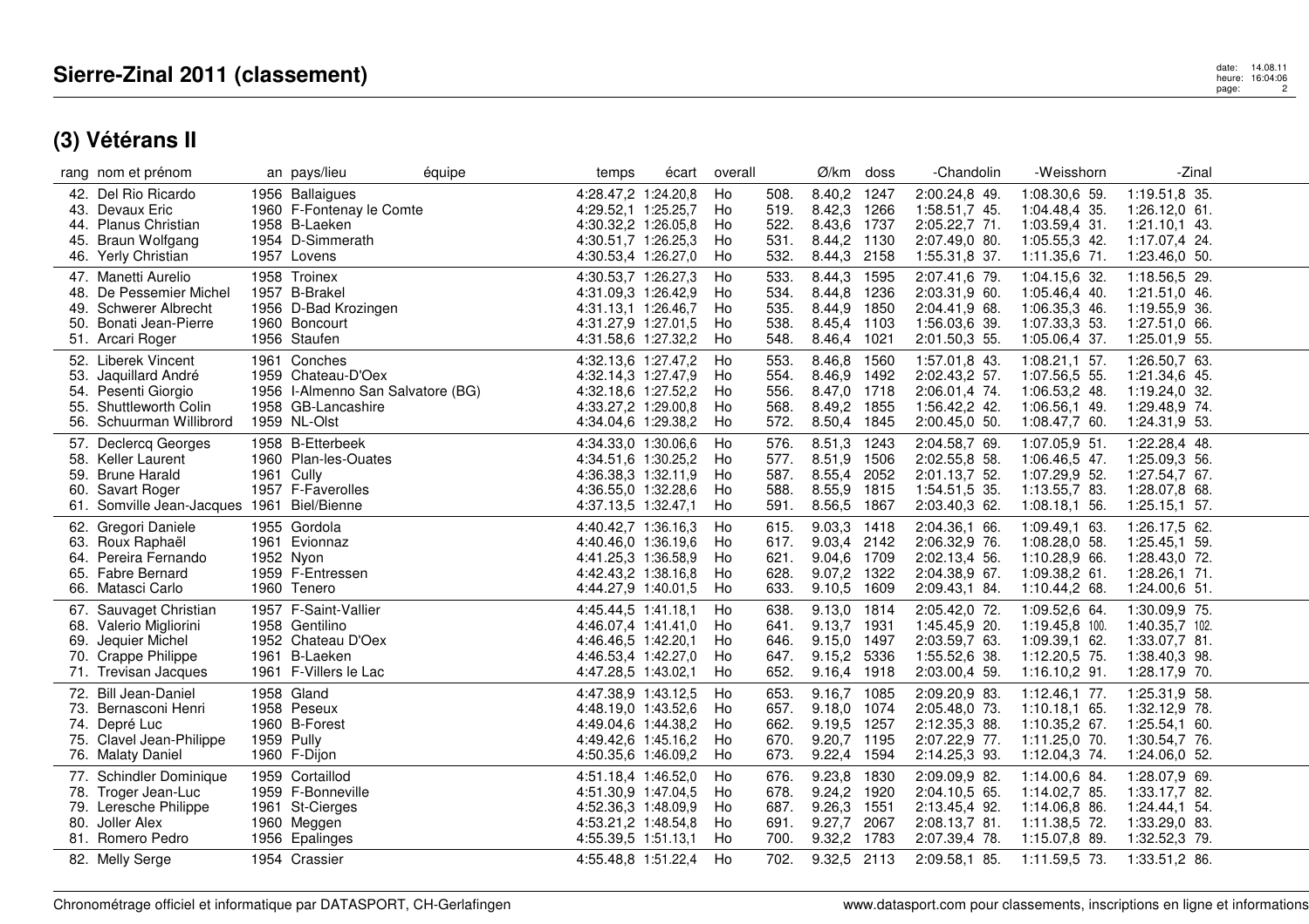# Sierre-Zinal 2011 (classement)

## (3) Vétérans II

| rang | nom et prénom | an | pays/lieu | équipe | temps | écart | overall | | Ø/km | doss | -Chandolin | -Weisshorn | -Zinal |
|---|---|---|---|---|---|---|---|---|---|---|---|---|---|
| 42. | Del Rio Ricardo | 1956 | Ballaigues | | 4:28.47,2 | 1:24.20,8 | Ho | 508. | 8.40,2 | 1247 | 2:00.24,8 49. | 1:08.30,6 59. | 1:19.51,8 35. |
| 43. | Devaux Eric | 1960 | F-Fontenay le Comte | | 4:29.52,1 | 1:25.25,7 | Ho | 519. | 8.42,3 | 1266 | 1:58.51,7 45. | 1:04.48,4 35. | 1:26.12,0 61. |
| 44. | Planus Christian | 1958 | B-Laeken | | 4:30.32,2 | 1:26.05,8 | Ho | 522. | 8.43,6 | 1737 | 2:05.22,7 71. | 1:03.59,4 31. | 1:21.10,1 43. |
| 45. | Braun Wolfgang | 1954 | D-Simmerath | | 4:30.51,7 | 1:26.25,3 | Ho | 531. | 8.44,2 | 1130 | 2:07.49,0 80. | 1:05.55,3 42. | 1:17.07,4 24. |
| 46. | Yerly Christian | 1957 | Lovens | | 4:30.53,4 | 1:26.27,0 | Ho | 532. | 8.44,3 | 2158 | 1:55.31,8 37. | 1:11.35,6 71. | 1:23.46,0 50. |
| 47. | Manetti Aurelio | 1958 | Troinex | | 4:30.53,7 | 1:26.27,3 | Ho | 533. | 8.44,3 | 1595 | 2:07.41,6 79. | 1:04.15,6 32. | 1:18.56,5 29. |
| 48. | De Pessemier Michel | 1957 | B-Brakel | | 4:31.09,3 | 1:26.42,9 | Ho | 534. | 8.44,8 | 1236 | 2:03.31,9 60. | 1:05.46,4 40. | 1:21.51,0 46. |
| 49. | Schwerer Albrecht | 1956 | D-Bad Krozingen | | 4:31.13,1 | 1:26.46,7 | Ho | 535. | 8.44,9 | 1850 | 2:04.41,9 68. | 1:06.35,3 46. | 1:19.55,9 36. |
| 50. | Bonati Jean-Pierre | 1960 | Boncourt | | 4:31.27,9 | 1:27.01,5 | Ho | 538. | 8.45,4 | 1103 | 1:56.03,6 39. | 1:07.33,3 53. | 1:27.51,0 66. |
| 51. | Arcari Roger | 1956 | Staufen | | 4:31.58,6 | 1:27.32,2 | Ho | 548. | 8.46,4 | 1021 | 2:01.50,3 55. | 1:05.06,4 37. | 1:25.01,9 55. |
| 52. | Liberek Vincent | 1961 | Conches | | 4:32.13,6 | 1:27.47,2 | Ho | 553. | 8.46,8 | 1560 | 1:57.01,8 43. | 1:08.21,1 57. | 1:26.50,7 63. |
| 53. | Jaquillard André | 1959 | Chateau-D'Oex | | 4:32.14,3 | 1:27.47,9 | Ho | 554. | 8.46,9 | 1492 | 2:02.43,2 57. | 1:07.56,5 55. | 1:21.34,6 45. |
| 54. | Pesenti Giorgio | 1956 | I-Almenno San Salvatore (BG) | | 4:32.18,6 | 1:27.52,2 | Ho | 556. | 8.47,0 | 1718 | 2:06.01,4 74. | 1:06.53,2 48. | 1:19.24,0 32. |
| 55. | Shuttleworth Colin | 1958 | GB-Lancashire | | 4:33.27,2 | 1:29.00,8 | Ho | 568. | 8.49,2 | 1855 | 1:56.42,2 42. | 1:06.56,1 49. | 1:29.48,9 74. |
| 56. | Schuurman Willibrord | 1959 | NL-Olst | | 4:34.04,6 | 1:29.38,2 | Ho | 572. | 8.50,4 | 1845 | 2:00.45,0 50. | 1:08.47,7 60. | 1:24.31,9 53. |
| 57. | Declercq Georges | 1958 | B-Etterbeek | | 4:34.33,0 | 1:30.06,6 | Ho | 576. | 8.51,3 | 1243 | 2:04.58,7 69. | 1:07.05,9 51. | 1:22.28,4 48. |
| 58. | Keller Laurent | 1960 | Plan-les-Ouates | | 4:34.51,6 | 1:30.25,2 | Ho | 577. | 8.51,9 | 1506 | 2:02.55,8 58. | 1:06.46,5 47. | 1:25.09,3 56. |
| 59. | Brune Harald | 1961 | Cully | | 4:36.38,3 | 1:32.11,9 | Ho | 587. | 8.55,4 | 2052 | 2:01.13,7 52. | 1:07.29,9 52. | 1:27.54,7 67. |
| 60. | Savart Roger | 1957 | F-Faverolles | | 4:36.55,0 | 1:32.28,6 | Ho | 588. | 8.55,9 | 1815 | 1:54.51,5 35. | 1:13.55,7 83. | 1:28.07,8 68. |
| 61. | Somville Jean-Jacques | 1961 | Biel/Bienne | | 4:37.13,5 | 1:32.47,1 | Ho | 591. | 8.56,5 | 1867 | 2:03.40,3 62. | 1:08.18,1 56. | 1:25.15,1 57. |
| 62. | Gregori Daniele | 1955 | Gordola | | 4:40.42,7 | 1:36.16,3 | Ho | 615. | 9.03,3 | 1418 | 2:04.36,1 66. | 1:09.49,1 63. | 1:26.17,5 62. |
| 63. | Roux Raphaël | 1961 | Evionnaz | | 4:40.46,0 | 1:36.19,6 | Ho | 617. | 9.03,4 | 2142 | 2:06.32,9 76. | 1:08.28,0 58. | 1:25.45,1 59. |
| 64. | Pereira Fernando | 1952 | Nyon | | 4:41.25,3 | 1:36.58,9 | Ho | 621. | 9.04,6 | 1709 | 2:02.13,4 56. | 1:10.28,9 66. | 1:28.43,0 72. |
| 65. | Fabre Bernard | 1959 | F-Entressen | | 4:42.43,2 | 1:38.16,8 | Ho | 628. | 9.07,2 | 1322 | 2:04.38,9 67. | 1:09.38,2 61. | 1:28.26,1 71. |
| 66. | Matasci Carlo | 1960 | Tenero | | 4:44.27,9 | 1:40.01,5 | Ho | 633. | 9.10,5 | 1609 | 2:09.43,1 84. | 1:10.44,2 68. | 1:24.00,6 51. |
| 67. | Sauvaget Christian | 1957 | F-Saint-Vallier | | 4:45.44,5 | 1:41.18,1 | Ho | 638. | 9.13,0 | 1814 | 2:05.42,0 72. | 1:09.52,6 64. | 1:30.09,9 75. |
| 68. | Valerio Migliorini | 1958 | Gentilino | | 4:46.07,4 | 1:41.41,0 | Ho | 641. | 9.13,7 | 1931 | 1:45.45,9 20. | 1:19.45,8 100. | 1:40.35,7 102. |
| 69. | Jequier Michel | 1952 | Chateau D'Oex | | 4:46.46,5 | 1:42.20,1 | Ho | 646. | 9.15,0 | 1497 | 2:03.59,7 63. | 1:09.39,1 62. | 1:33.07,7 81. |
| 70. | Crappe Philippe | 1961 | B-Laeken | | 4:46.53,4 | 1:42.27,0 | Ho | 647. | 9.15,2 | 5336 | 1:55.52,6 38. | 1:12.20,5 75. | 1:38.40,3 98. |
| 71. | Trevisan Jacques | 1961 | F-Villers le Lac | | 4:47.28,5 | 1:43.02,1 | Ho | 652. | 9.16,4 | 1918 | 2:03.00,4 59. | 1:16.10,2 91. | 1:28.17,9 70. |
| 72. | Bill Jean-Daniel | 1958 | Gland | | 4:47.38,9 | 1:43.12,5 | Ho | 653. | 9.16,7 | 1085 | 2:09.20,9 83. | 1:12.46,1 77. | 1:25.31,9 58. |
| 73. | Bernasconi Henri | 1958 | Peseux | | 4:48.19,0 | 1:43.52,6 | Ho | 657. | 9.18,0 | 1074 | 2:05.48,0 73. | 1:10.18,1 65. | 1:32.12,9 78. |
| 74. | Depré Luc | 1960 | B-Forest | | 4:49.04,6 | 1:44.38,2 | Ho | 662. | 9.19,5 | 1257 | 2:12.35,3 88. | 1:10.35,2 67. | 1:25.54,1 60. |
| 75. | Clavel Jean-Philippe | 1959 | Pully | | 4:49.42,6 | 1:45.16,2 | Ho | 670. | 9.20,7 | 1195 | 2:07.22,9 77. | 1:11.25,0 70. | 1:30.54,7 76. |
| 76. | Malaty Daniel | 1960 | F-Dijon | | 4:50.35,6 | 1:46.09,2 | Ho | 673. | 9.22,4 | 1594 | 2:14.25,3 93. | 1:12.04,3 74. | 1:24.06,0 52. |
| 77. | Schindler Dominique | 1959 | Cortaillod | | 4:51.18,4 | 1:46.52,0 | Ho | 676. | 9.23,8 | 1830 | 2:09.09,9 82. | 1:14.00,6 84. | 1:28.07,9 69. |
| 78. | Troger Jean-Luc | 1959 | F-Bonneville | | 4:51.30,9 | 1:47.04,5 | Ho | 678. | 9.24,2 | 1920 | 2:04.10,5 65. | 1:14.02,7 85. | 1:33.17,7 82. |
| 79. | Leresche Philippe | 1961 | St-Cierges | | 4:52.36,3 | 1:48.09,9 | Ho | 687. | 9.26,3 | 1551 | 2:13.45,4 92. | 1:14.06,8 86. | 1:24.44,1 54. |
| 80. | Joller Alex | 1960 | Meggen | | 4:53.21,2 | 1:48.54,8 | Ho | 691. | 9.27,7 | 2067 | 2:08.13,7 81. | 1:11.38,5 72. | 1:33.29,0 83. |
| 81. | Romero Pedro | 1956 | Epalinges | | 4:55.39,5 | 1:51.13,1 | Ho | 700. | 9.32,2 | 1783 | 2:07.39,4 78. | 1:15.07,8 89. | 1:32.52,3 79. |
| 82. | Melly Serge | 1954 | Crassier | | 4:55.48,8 | 1:51.22,4 | Ho | 702. | 9.32,5 | 2113 | 2:09.58,1 85. | 1:11.59,5 73. | 1:33.51,2 86. |

Chronométrage officiel et informatique par DATASPORT, CH-Gerlafingen

www.datasport.com pour classements, inscriptions en ligne et informations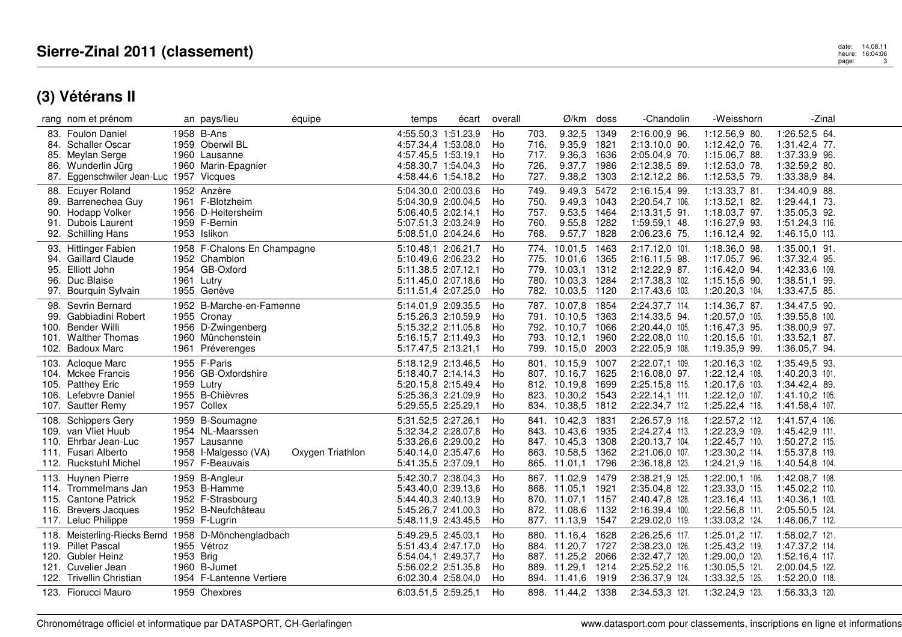# Sierre-Zinal 2011 (classement)

## (3) Vétérans II

| rang | nom et prénom | an | pays/lieu | équipe | temps | écart | overall | | Ø/km | doss | -Chandolin | -Weisshorn | -Zinal |
|---|---|---|---|---|---|---|---|---|---|---|---|---|---|
| 83. | Foulon Daniel | 1958 | B-Ans | | 4:55.50,3 | 1:51.23,9 | Ho | 703. | 9.32,5 | 1349 | 2:16.00,9 96. | 1:12.56,9 80. | 1:26.52,5 64. |
| 84. | Schaller Oscar | 1959 | Oberwil BL | | 4:57.34,4 | 1:53.08,0 | Ho | 716. | 9.35,9 | 1821 | 2:13.10,0 90. | 1:12.42,0 76. | 1:31.42,4 77. |
| 85. | Meylan Serge | 1960 | Lausanne | | 4:57.45,5 | 1:53.19,1 | Ho | 717. | 9.36,3 | 1636 | 2:05.04,9 70. | 1:15.06,7 88. | 1:37.33,9 96. |
| 86. | Wunderlin Jürg | 1960 | Marin-Epagnier | | 4:58.30,7 | 1:54.04,3 | Ho | 726. | 9.37,7 | 1986 | 2:12.38,5 89. | 1:12.53,0 78. | 1:32.59,2 80. |
| 87. | Eggenschwiler Jean-Luc | 1957 | Vicques | | 4:58.44,6 | 1:54.18,2 | Ho | 727. | 9.38,2 | 1303 | 2:12.12,2 86. | 1:12.53,5 79. | 1:33.38,9 84. |
| 88. | Ecuyer Roland | 1952 | Anzère | | 5:04.30,0 | 2:00.03,6 | Ho | 749. | 9.49,3 | 5472 | 2:16.15,4 99. | 1:13.33,7 81. | 1:34.40,9 88. |
| 89. | Barrenechea Guy | 1961 | F-Blotzheim | | 5:04.30,9 | 2:00.04,5 | Ho | 750. | 9.49,3 | 1043 | 2:20.54,7 106. | 1:13.52,1 82. | 1:29.44,1 73. |
| 90. | Hodapp Volker | 1956 | D-Heitersheim | | 5:06.40,5 | 2:02.14,1 | Ho | 757. | 9.53,5 | 1464 | 2:13.31,5 91. | 1:18.03,7 97. | 1:35.05,3 92. |
| 91. | Dubois Laurent | 1959 | F-Bernin | | 5:07.51,3 | 2:03.24,9 | Ho | 760. | 9.55,8 | 1282 | 1:59.59,1 48. | 1:16.27,9 93. | 1:51.24,3 116. |
| 92. | Schilling Hans | 1953 | Islikon | | 5:08.51,0 | 2:04.24,6 | Ho | 768. | 9.57,7 | 1828 | 2:06.23,6 75. | 1:16.12,4 92. | 1:46.15,0 113. |
| 93. | Hittinger Fabien | 1958 | F-Chalons En Champagne | | 5:10.48,1 | 2:06.21,7 | Ho | 774. | 10.01,5 | 1463 | 2:17.12,0 101. | 1:18.36,0 98. | 1:35.00,1 91. |
| 94. | Gaillard Claude | 1952 | Chamblon | | 5:10.49,6 | 2:06.23,2 | Ho | 775. | 10.01,6 | 1365 | 2:16.11,5 98. | 1:17.05,7 96. | 1:37.32,4 95. |
| 95. | Elliott John | 1954 | GB-Oxford | | 5:11.38,5 | 2:07.12,1 | Ho | 779. | 10.03,1 | 1312 | 2:12.22,9 87. | 1:16.42,0 94. | 1:42.33,6 109. |
| 96. | Duc Blaise | 1961 | Lutry | | 5:11.45,0 | 2:07.18,6 | Ho | 780. | 10.03,3 | 1284 | 2:17.38,3 102. | 1:15.15,6 90. | 1:38.51,1 99. |
| 97. | Bourquin Sylvain | 1955 | Genève | | 5:11.51,4 | 2:07.25,0 | Ho | 782. | 10.03,5 | 1120 | 2:17.43,6 103. | 1:20.20,3 104. | 1:33.47,5 85. |
| 98. | Sevrin Bernard | 1952 | B-Marche-en-Famenne | | 5:14.01,9 | 2:09.35,5 | Ho | 787. | 10.07,8 | 1854 | 2:24.37,7 114. | 1:14.36,7 87. | 1:34.47,5 90. |
| 99. | Gabbiadini Robert | 1955 | Cronay | | 5:15.26,3 | 2:10.59,9 | Ho | 791. | 10.10,5 | 1363 | 2:14.33,5 94. | 1:20.57,0 105. | 1:39.55,8 100. |
| 100. | Bender Willi | 1956 | D-Zwingenberg | | 5:15.32,2 | 2:11.05,8 | Ho | 792. | 10.10,7 | 1066 | 2:20.44,0 105. | 1:16.47,3 95. | 1:38.00,9 97. |
| 101. | Walther Thomas | 1960 | Münchenstein | | 5:16.15,7 | 2:11.49,3 | Ho | 793. | 10.12,1 | 1960 | 2:22.08,0 110. | 1:20.15,6 101. | 1:33.52,1 87. |
| 102. | Badoux Marc | 1961 | Préverenges | | 5:17.47,5 | 2:13.21,1 | Ho | 799. | 10.15,0 | 2003 | 2:22.05,9 108. | 1:19.35,9 99. | 1:36.05,7 94. |
| 103. | Acloque Marc | 1955 | F-Paris | | 5:18.12,9 | 2:13.46,5 | Ho | 801. | 10.15,9 | 1007 | 2:22.07,1 109. | 1:20.16,3 102. | 1:35.49,5 93. |
| 104. | Mckee Francis | 1956 | GB-Oxfordshire | | 5:18.40,7 | 2:14.14,3 | Ho | 807. | 10.16,7 | 1625 | 2:16.08,0 97. | 1:22.12,4 108. | 1:40.20,3 101. |
| 105. | Patthey Eric | 1959 | Lutry | | 5:20.15,8 | 2:15.49,4 | Ho | 812. | 10.19,8 | 1699 | 2:25.15,8 115. | 1:20.17,6 103. | 1:34.42,4 89. |
| 106. | Lefebvre Daniel | 1955 | B-Chièvres | | 5:25.36,3 | 2:21.09,9 | Ho | 823. | 10.30,2 | 1543 | 2:22.14,1 111. | 1:22.12,0 107. | 1:41.10,2 105. |
| 107. | Sautter Remy | 1957 | Collex | | 5:29.55,5 | 2:25.29,1 | Ho | 834. | 10.38,5 | 1812 | 2:22.34,7 112. | 1:25.22,4 118. | 1:41.58,4 107. |
| 108. | Schippers Gery | 1959 | B-Soumagne | | 5:31.52,5 | 2:27.26,1 | Ho | 841. | 10.42,3 | 1831 | 2:26.57,9 118. | 1:22.57,2 112. | 1:41.57,4 106. |
| 109. | van Vliet Huub | 1954 | NL-Maarssen | | 5:32.34,2 | 2:28.07,8 | Ho | 843. | 10.43,6 | 1935 | 2:24.27,4 113. | 1:22.23,9 109. | 1:45.42,9 111. |
| 110. | Ehrbar Jean-Luc | 1957 | Lausanne | | 5:33.26,6 | 2:29.00,2 | Ho | 847. | 10.45,3 | 1308 | 2:20.13,7 104. | 1:22.45,7 110. | 1:50.27,2 115. |
| 111. | Fusari Alberto | 1958 | I-Malgesso (VA) | Oxygen Triathlon | 5:40.14,0 | 2:35.47,6 | Ho | 863. | 10.58,5 | 1362 | 2:21.06,0 107. | 1:23.30,2 114. | 1:55.37,8 119. |
| 112. | Ruckstuhl Michel | 1957 | F-Beauvais | | 5:41.35,5 | 2:37.09,1 | Ho | 865. | 11.01,1 | 1796 | 2:36.18,8 123. | 1:24.21,9 116. | 1:40.54,8 104. |
| 113. | Huynen Pierre | 1959 | B-Angleur | | 5:42.30,7 | 2:38.04,3 | Ho | 867. | 11.02,9 | 1479 | 2:38.21,9 125. | 1:22.00,1 106. | 1:42.08,7 108. |
| 114. | Trommelmans Jan | 1953 | B-Hamme | | 5:43.40,0 | 2:39.13,6 | Ho | 868. | 11.05,1 | 1921 | 2:35.04,8 122. | 1:23.33,0 115. | 1:45.02,2 110. |
| 115. | Cantone Patrick | 1952 | F-Strasbourg | | 5:44.40,3 | 2:40.13,9 | Ho | 870. | 11.07,1 | 1157 | 2:40.47,8 128. | 1:23.16,4 113. | 1:40.36,1 103. |
| 116. | Brevers Jacques | 1952 | B-Neufchâteau | | 5:45.26,7 | 2:41.00,3 | Ho | 872. | 11.08,6 | 1132 | 2:16.39,4 100. | 1:22.56,8 111. | 2:05.50,5 124. |
| 117. | Leluc Philippe | 1959 | F-Lugrin | | 5:48.11,9 | 2:43.45,5 | Ho | 877. | 11.13,9 | 1547 | 2:29.02,0 119. | 1:33.03,2 124. | 1:46.06,7 112. |
| 118. | Meisterling-Riecks Bernd | 1958 | D-Mönchengladbach | | 5:49.29,5 | 2:45.03,1 | Ho | 880. | 11.16,4 | 1628 | 2:26.25,6 117. | 1:25.01,2 117. | 1:58.02,7 121. |
| 119. | Pillet Pascal | 1955 | Vétroz | | 5:51.43,4 | 2:47.17,0 | Ho | 884. | 11.20,7 | 1727 | 2:38.23,0 126. | 1:25.43,2 119. | 1:47.37,2 114. |
| 120. | Gubler Heinz | 1953 | Brig | | 5:54.04,1 | 2:49.37,7 | Ho | 887. | 11.25,2 | 2066 | 2:32.47,7 120. | 1:29.00,0 120. | 1:52.16,4 117. |
| 121. | Cuvelier Jean | 1960 | B-Jumet | | 5:56.02,2 | 2:51.35,8 | Ho | 889. | 11.29,1 | 1214 | 2:25.52,2 116. | 1:30.05,5 121. | 2:00.04,5 122. |
| 122. | Trivellin Christian | 1954 | F-Lantenne Vertiere | | 6:02.30,4 | 2:58.04,0 | Ho | 894. | 11.41,6 | 1919 | 2:36.37,9 124. | 1:33.32,5 125. | 1:52.20,0 118. |
| 123. | Fiorucci Mauro | 1959 | Chexbres | | 6:03.51,5 | 2:59.25,1 | Ho | 898. | 11.44,2 | 1338 | 2:34.53,3 121. | 1:32.24,9 123. | 1:56.33,3 120. |

Chronométrage officiel et informatique par DATASPORT, CH-Gerlafingen — www.datasport.com pour classements, inscriptions en ligne et informations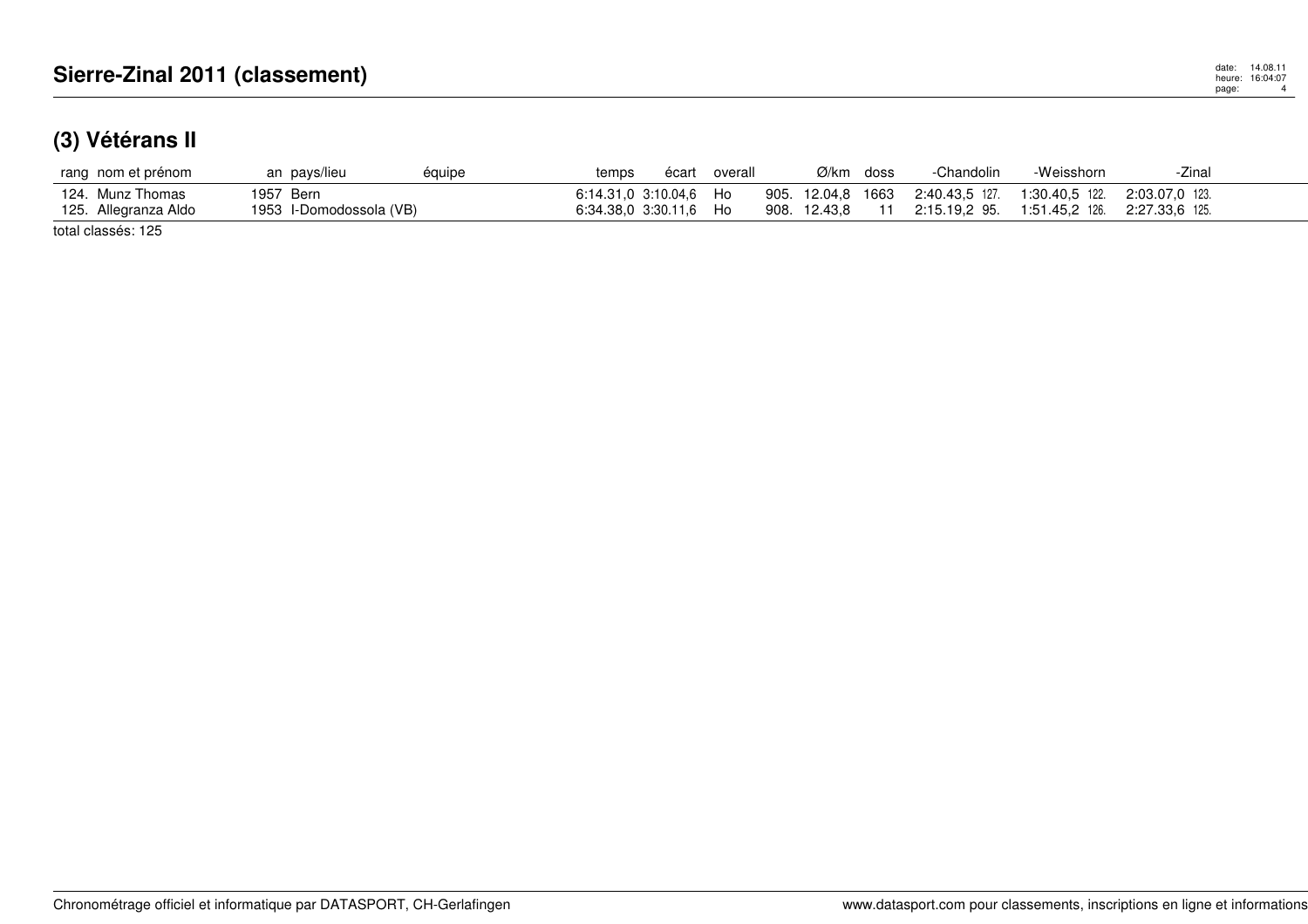## (3) Vétérans II

| rang | nom et prénom | an | pays/lieu | équipe | temps | écart | overall | | Ø/km | doss | -Chandolin | -Weisshorn | -Zinal |
|---|---|---|---|---|---|---|---|---|---|---|---|---|---|
| 124. | Munz Thomas | 1957 | Bern | | 6:14.31,0 | 3:10.04,6 | Ho | 905. | 12.04,8 | 1663 | 2:40.43,5 127. | 1:30.40,5 122. | 2:03.07,0 123. |
| 125. | Allegranza Aldo | 1953 | I-Domodossola (VB) | | 6:34.38,0 | 3:30.11,6 | Ho | 908. | 12.43,8 | 11 | 2:15.19,2 95. | 1:51.45,2 126. | 2:27.33,6 125. |

total classés: 125